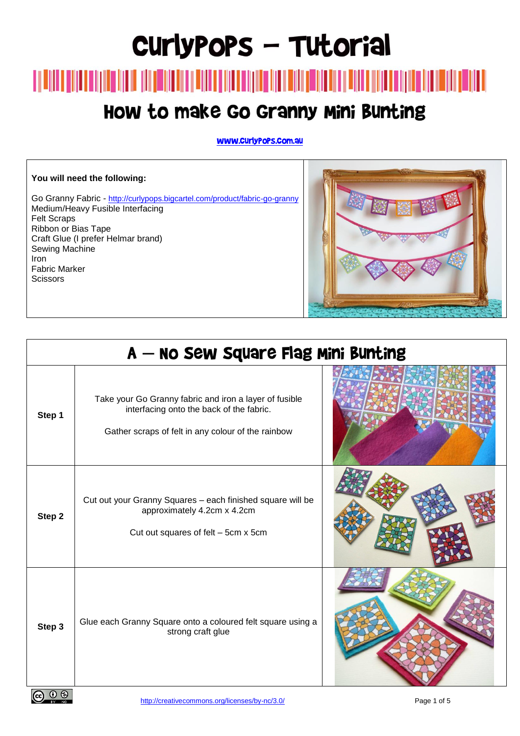# CurlyPops – Tutorial

## How to make Go Granny Mini Bunting

www.curlypops.com.au

**You will need the following:**

Go Granny Fabric - http://curlypops.bigcartel.com/product/fabric-go-granny
Medium/Heavy Fusible Interfacing
Felt Scraps
Ribbon or Bias Tape
Craft Glue (I prefer Helmar brand)
Sewing Machine
Iron
Fabric Marker
Scissors

## A – No Sew Square Flag Mini Bunting

| | |
|---|---|
| **Step 1** | Take your Go Granny fabric and iron a layer of fusible interfacing onto the back of the fabric.<br><br>Gather scraps of felt in any colour of the rainbow |
| **Step 2** | Cut out your Granny Squares – each finished square will be approximately 4.2cm x 4.2cm<br><br>Cut out squares of felt – 5cm x 5cm |
| **Step 3** | Glue each Granny Square onto a coloured felt square using a strong craft glue |

http://creativecommons.org/licenses/by-nc/3.0/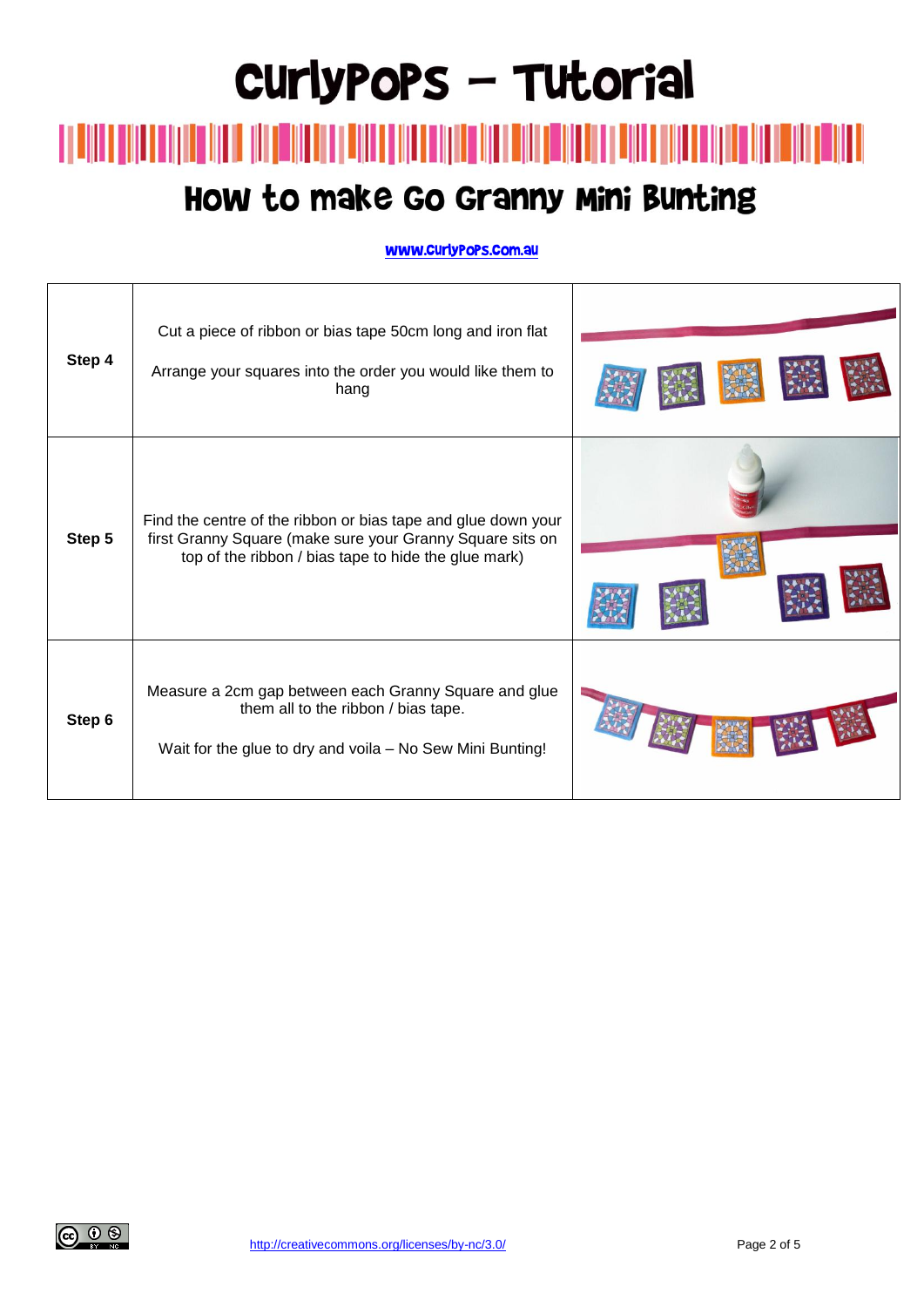# CurlyPops – Tutorial

## How to make Go Granny Mini Bunting

www.curlypops.com.au

| | | |
|---|---|---|
| **Step 4** | Cut a piece of ribbon or bias tape 50cm long and iron flat<br><br>Arrange your squares into the order you would like them to hang | |
| **Step 5** | Find the centre of the ribbon or bias tape and glue down your first Granny Square (make sure your Granny Square sits on top of the ribbon / bias tape to hide the glue mark) | |
| **Step 6** | Measure a 2cm gap between each Granny Square and glue them all to the ribbon / bias tape.<br><br>Wait for the glue to dry and voila – No Sew Mini Bunting! | |

http://creativecommons.org/licenses/by-nc/3.0/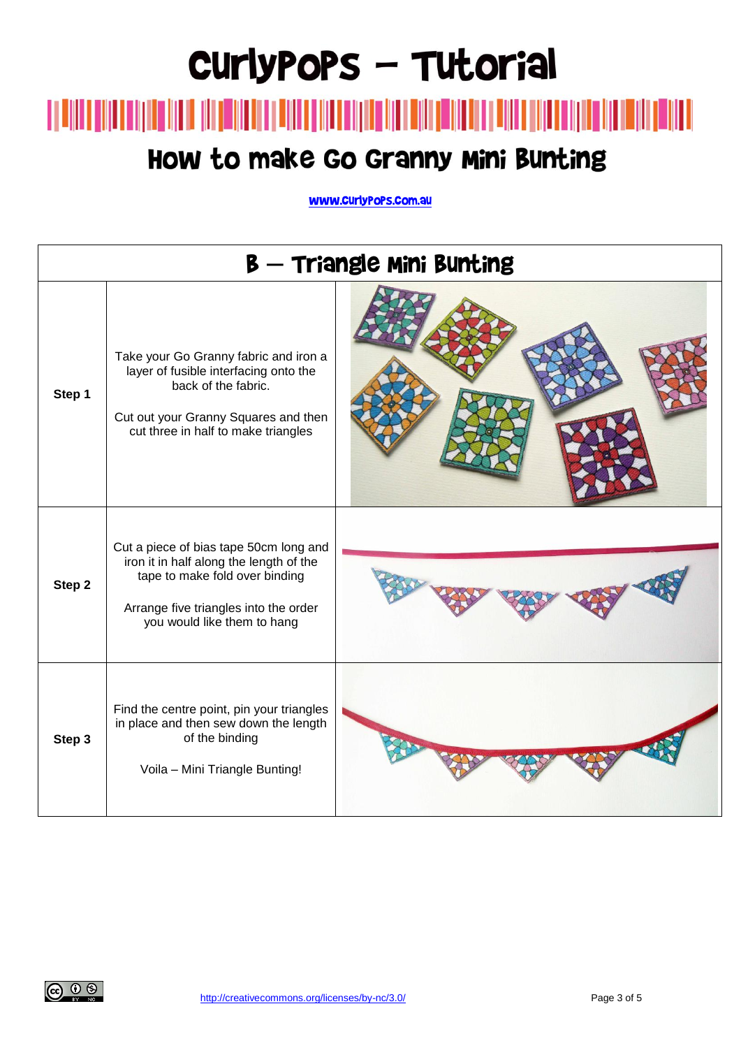# CurlyPops – Tutorial

## How to make Go Granny Mini Bunting

www.CurlyPops.com.au

| B – Triangle Mini Bunting | | |
|---|---|---|
| **Step 1** | Take your Go Granny fabric and iron a layer of fusible interfacing onto the back of the fabric.<br><br>Cut out your Granny Squares and then cut three in half to make triangles | |
| **Step 2** | Cut a piece of bias tape 50cm long and iron it in half along the length of the tape to make fold over binding<br><br>Arrange five triangles into the order you would like them to hang | |
| **Step 3** | Find the centre point, pin your triangles in place and then sew down the length of the binding<br><br>Voila – Mini Triangle Bunting! | |

http://creativecommons.org/licenses/by-nc/3.0/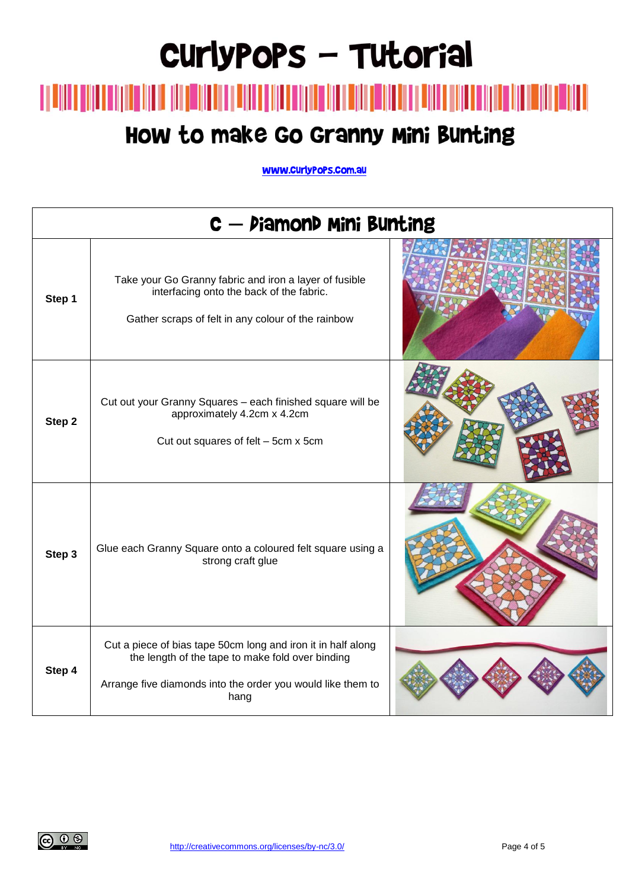# CurlyPops – Tutorial

## How to make Go Granny Mini Bunting

www.curlypops.com.au

| C – Diamond Mini Bunting | | |
|---|---|---|
| **Step 1** | Take your Go Granny fabric and iron a layer of fusible interfacing onto the back of the fabric.<br><br>Gather scraps of felt in any colour of the rainbow | |
| **Step 2** | Cut out your Granny Squares – each finished square will be approximately 4.2cm x 4.2cm<br><br>Cut out squares of felt – 5cm x 5cm | |
| **Step 3** | Glue each Granny Square onto a coloured felt square using a strong craft glue | |
| **Step 4** | Cut a piece of bias tape 50cm long and iron it in half along the length of the tape to make fold over binding<br><br>Arrange five diamonds into the order you would like them to hang | |

http://creativecommons.org/licenses/by-nc/3.0/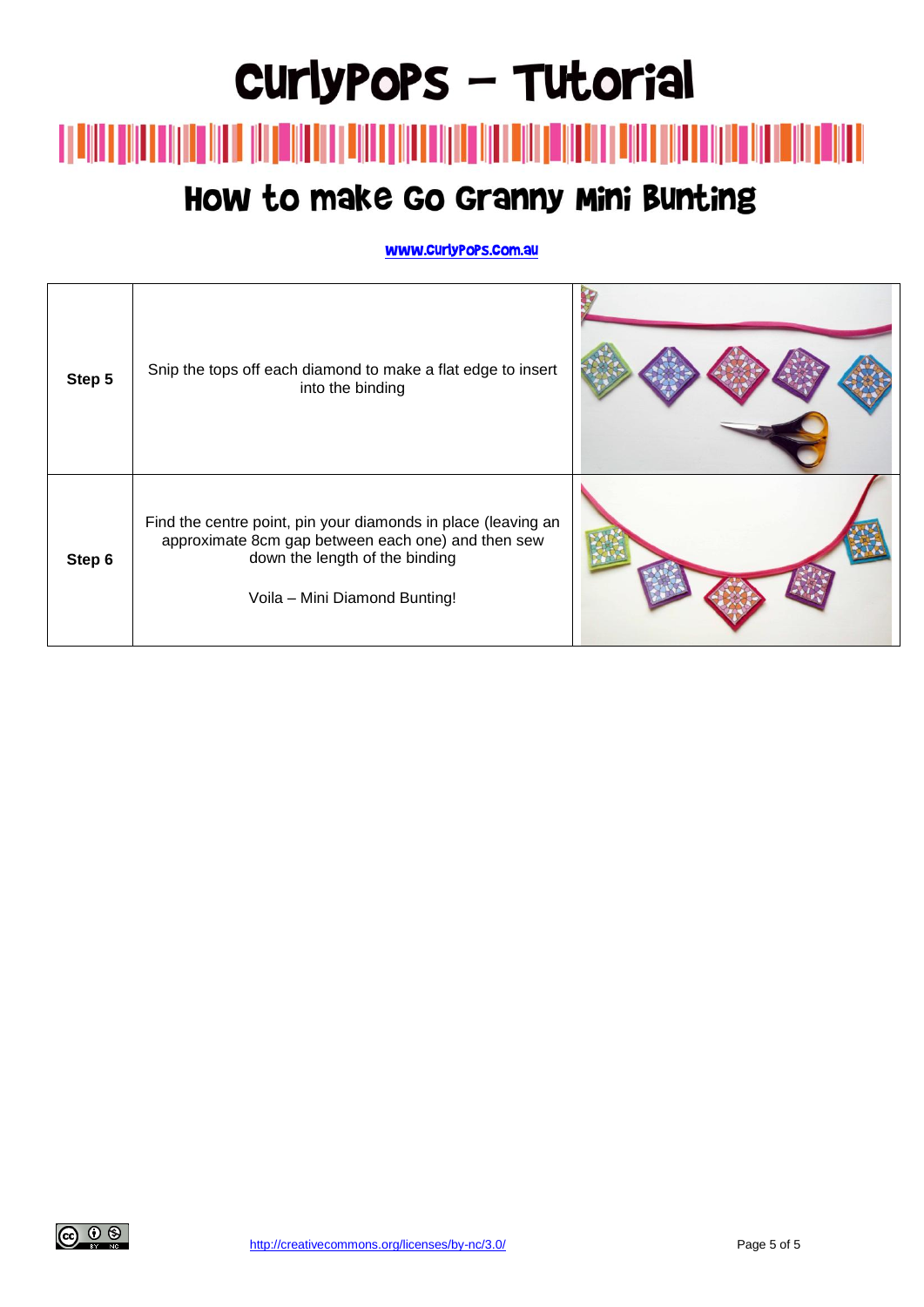# CurlyPops – Tutorial

## How to make Go Granny Mini Bunting

www.CurlyPops.com.au

| | | |
|---|---|---|
| **Step 5** | Snip the tops off each diamond to make a flat edge to insert into the binding | |
| **Step 6** | Find the centre point, pin your diamonds in place (leaving an approximate 8cm gap between each one) and then sew down the length of the binding<br><br>Voila – Mini Diamond Bunting! | |

http://creativecommons.org/licenses/by-nc/3.0/